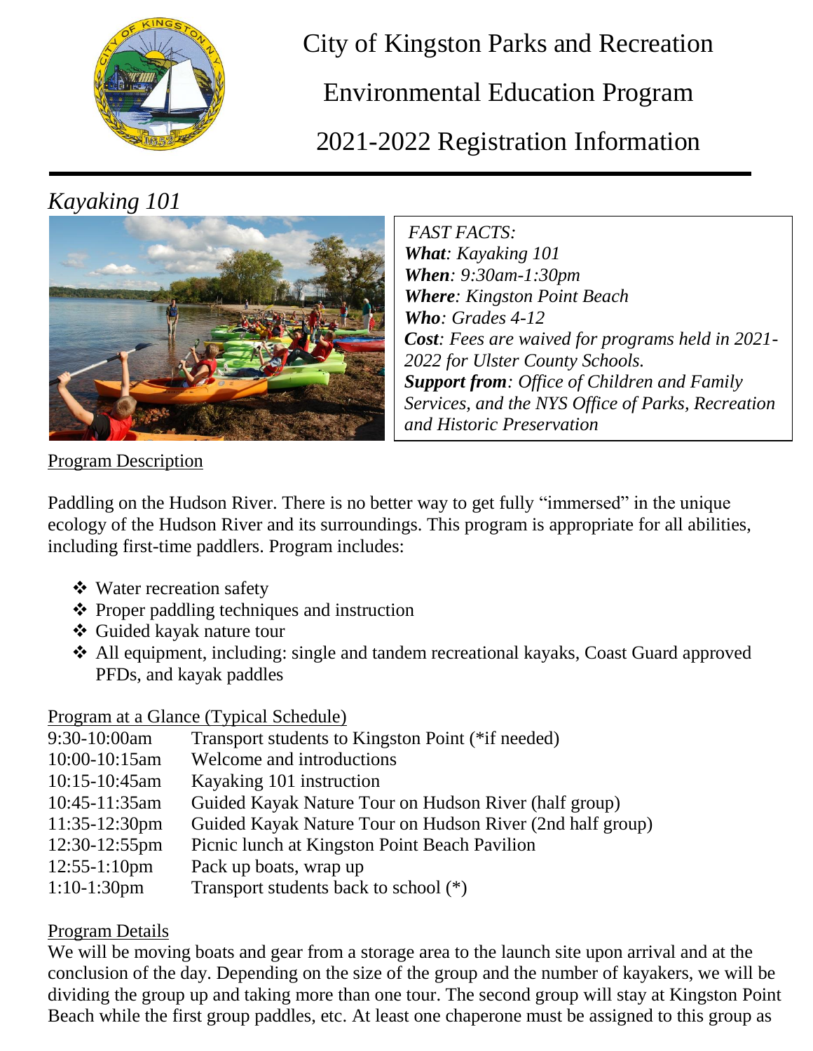# City of Kingston Parks and Recreation

# Environmental Education Program

# 2021-2022 Registration Information

## *Kayaking 101*

*FAST FACTS:*
***What**: Kayaking 101*
***When**: 9:30am-1:30pm*
***Where**: Kingston Point Beach*
***Who**: Grades 4-12*
***Cost**: Fees are waived for programs held in 2021-2022 for Ulster County Schools.*
***Support from**: Office of Children and Family Services, and the NYS Office of Parks, Recreation and Historic Preservation*

### Program Description

Paddling on the Hudson River. There is no better way to get fully "immersed" in the unique ecology of the Hudson River and its surroundings. This program is appropriate for all abilities, including first-time paddlers. Program includes:

- Water recreation safety
- Proper paddling techniques and instruction
- Guided kayak nature tour
- All equipment, including: single and tandem recreational kayaks, Coast Guard approved PFDs, and kayak paddles

### Program at a Glance (Typical Schedule)

| | |
|---|---|
| 9:30-10:00am | Transport students to Kingston Point (*if needed) |
| 10:00-10:15am | Welcome and introductions |
| 10:15-10:45am | Kayaking 101 instruction |
| 10:45-11:35am | Guided Kayak Nature Tour on Hudson River (half group) |
| 11:35-12:30pm | Guided Kayak Nature Tour on Hudson River (2nd half group) |
| 12:30-12:55pm | Picnic lunch at Kingston Point Beach Pavilion |
| 12:55-1:10pm | Pack up boats, wrap up |
| 1:10-1:30pm | Transport students back to school (*) |

### Program Details

We will be moving boats and gear from a storage area to the launch site upon arrival and at the conclusion of the day. Depending on the size of the group and the number of kayakers, we will be dividing the group up and taking more than one tour. The second group will stay at Kingston Point Beach while the first group paddles, etc. At least one chaperone must be assigned to this group as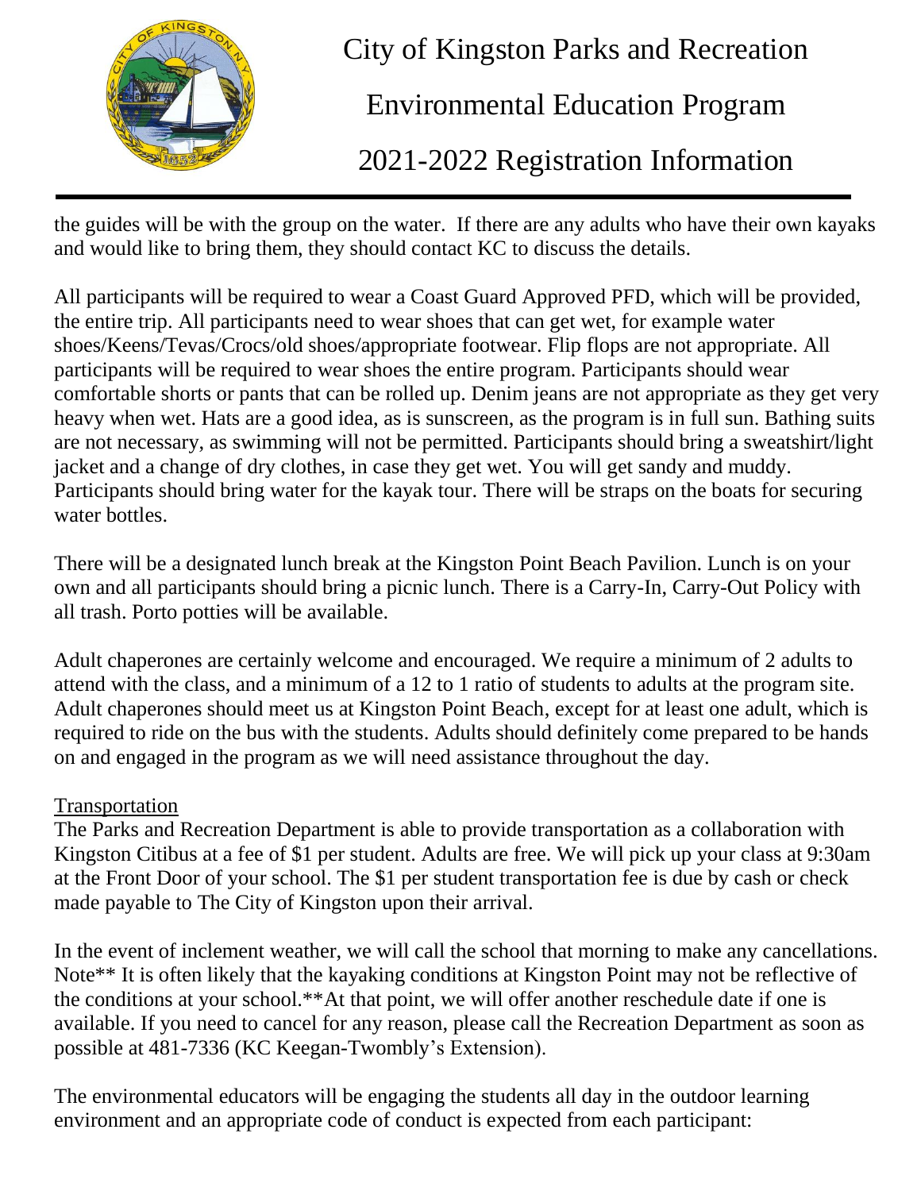the guides will be with the group on the water. If there are any adults who have their own kayaks and would like to bring them, they should contact KC to discuss the details.

All participants will be required to wear a Coast Guard Approved PFD, which will be provided, the entire trip. All participants need to wear shoes that can get wet, for example water shoes/Keens/Tevas/Crocs/old shoes/appropriate footwear. Flip flops are not appropriate. All participants will be required to wear shoes the entire program. Participants should wear comfortable shorts or pants that can be rolled up. Denim jeans are not appropriate as they get very heavy when wet. Hats are a good idea, as is sunscreen, as the program is in full sun. Bathing suits are not necessary, as swimming will not be permitted. Participants should bring a sweatshirt/light jacket and a change of dry clothes, in case they get wet. You will get sandy and muddy. Participants should bring water for the kayak tour. There will be straps on the boats for securing water bottles.

There will be a designated lunch break at the Kingston Point Beach Pavilion. Lunch is on your own and all participants should bring a picnic lunch. There is a Carry-In, Carry-Out Policy with all trash. Porto potties will be available.

Adult chaperones are certainly welcome and encouraged. We require a minimum of 2 adults to attend with the class, and a minimum of a 12 to 1 ratio of students to adults at the program site. Adult chaperones should meet us at Kingston Point Beach, except for at least one adult, which is required to ride on the bus with the students. Adults should definitely come prepared to be hands on and engaged in the program as we will need assistance throughout the day.

Transportation

The Parks and Recreation Department is able to provide transportation as a collaboration with Kingston Citibus at a fee of $1 per student. Adults are free. We will pick up your class at 9:30am at the Front Door of your school. The $1 per student transportation fee is due by cash or check made payable to The City of Kingston upon their arrival.

In the event of inclement weather, we will call the school that morning to make any cancellations. Note** It is often likely that the kayaking conditions at Kingston Point may not be reflective of the conditions at your school.**At that point, we will offer another reschedule date if one is available. If you need to cancel for any reason, please call the Recreation Department as soon as possible at 481-7336 (KC Keegan-Twombly's Extension).

The environmental educators will be engaging the students all day in the outdoor learning environment and an appropriate code of conduct is expected from each participant: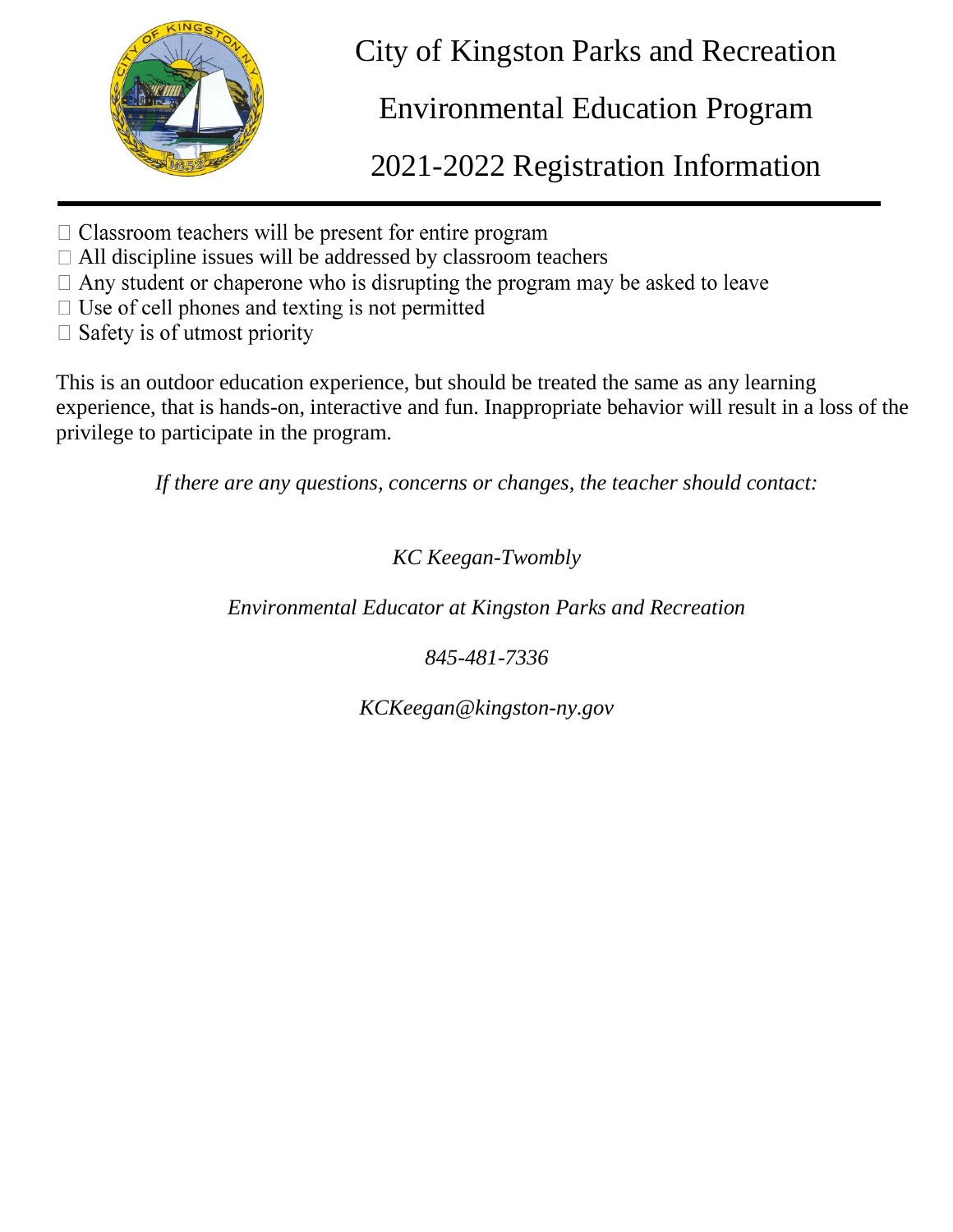# City of Kingston Parks and Recreation

# Environmental Education Program

# 2021-2022 Registration Information

- Classroom teachers will be present for entire program
- All discipline issues will be addressed by classroom teachers
- Any student or chaperone who is disrupting the program may be asked to leave
- Use of cell phones and texting is not permitted
- Safety is of utmost priority

This is an outdoor education experience, but should be treated the same as any learning experience, that is hands-on, interactive and fun. Inappropriate behavior will result in a loss of the privilege to participate in the program.

*If there are any questions, concerns or changes, the teacher should contact:*

*KC Keegan-Twombly*

*Environmental Educator at Kingston Parks and Recreation*

*845-481-7336*

*KCKeegan@kingston-ny.gov*